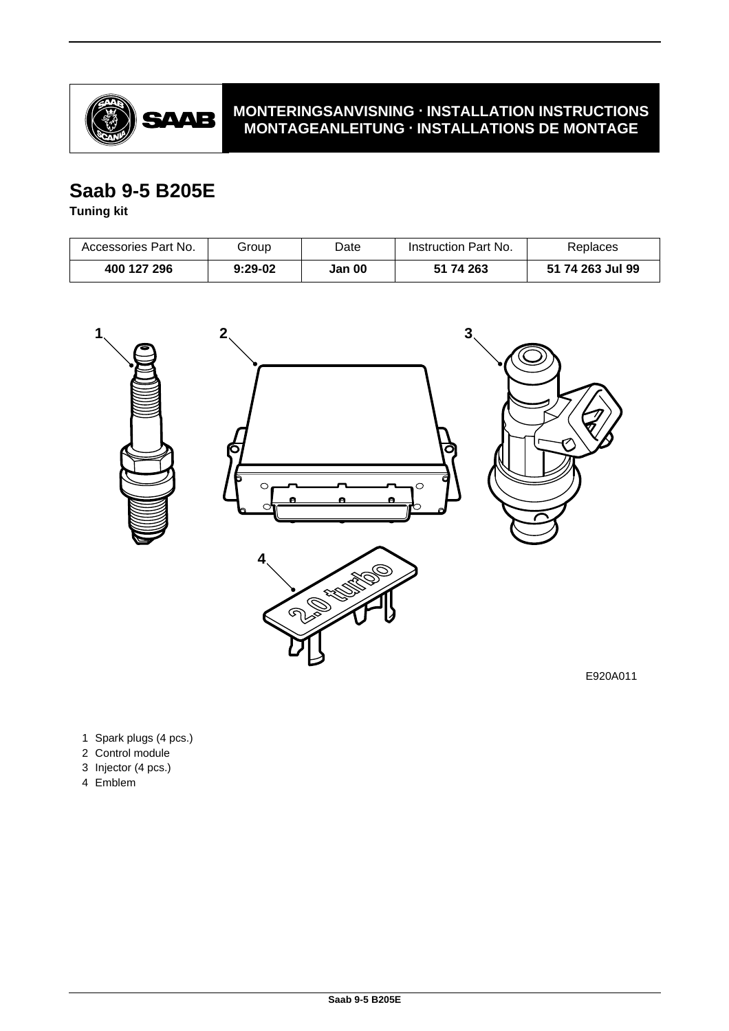MONTERINGSANVISNING · INSTALLATION INSTRUCTIONS
MONTAGEANLEITUNG · INSTALLATIONS DE MONTAGE

# Saab 9-5 B205E

**Tuning kit**

| Accessories Part No. | Group | Date | Instruction Part No. | Replaces |
|---|---|---|---|---|
| **400 127 296** | **9:29-02** | **Jan 00** | **51 74 263** | **51 74 263 Jul 99** |

E920A011

1 Spark plugs (4 pcs.)
2 Control module
3 Injector (4 pcs.)
4 Emblem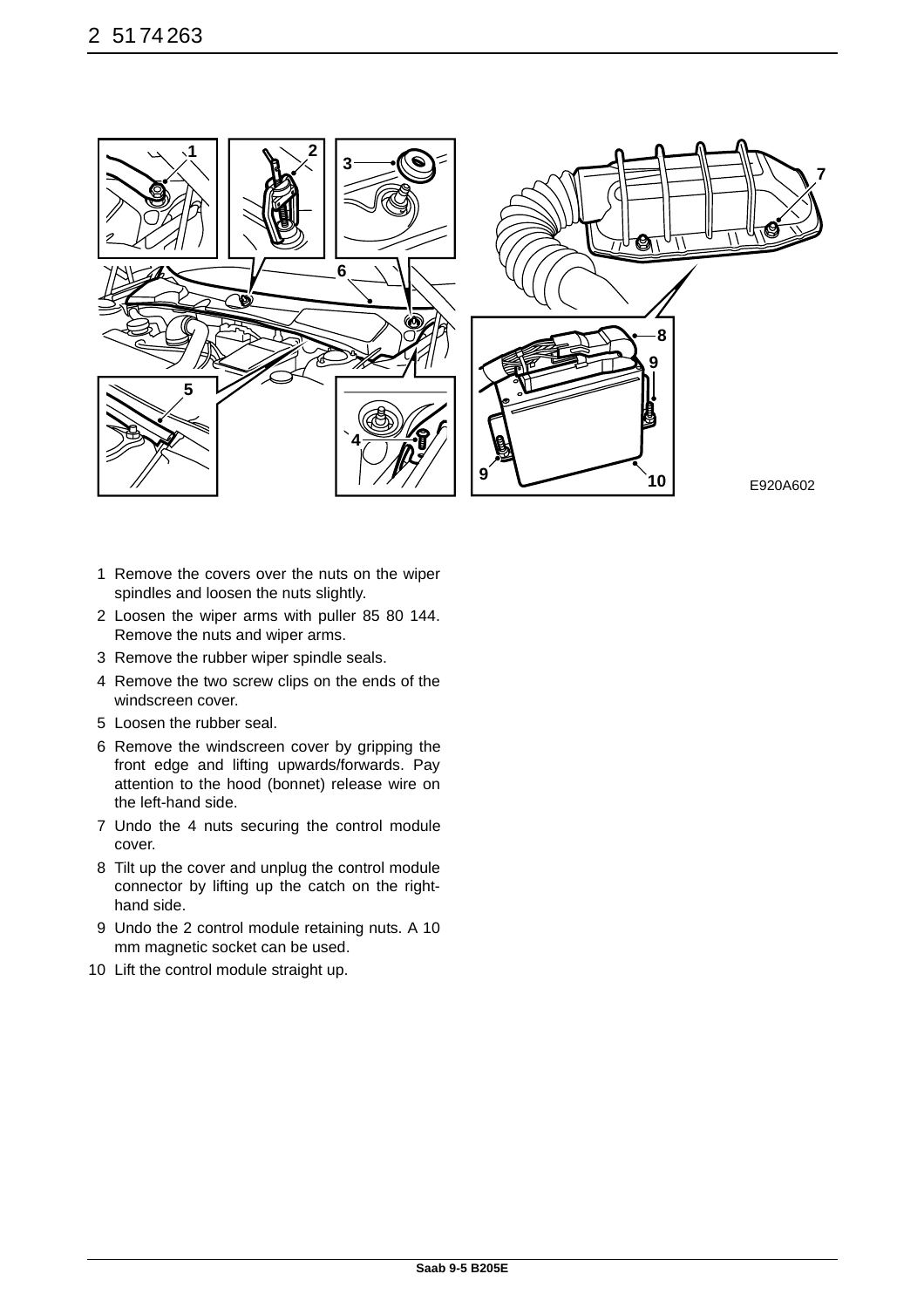E920A602

1. Remove the covers over the nuts on the wiper spindles and loosen the nuts slightly.
2. Loosen the wiper arms with puller 85 80 144. Remove the nuts and wiper arms.
3. Remove the rubber wiper spindle seals.
4. Remove the two screw clips on the ends of the windscreen cover.
5. Loosen the rubber seal.
6. Remove the windscreen cover by gripping the front edge and lifting upwards/forwards. Pay attention to the hood (bonnet) release wire on the left-hand side.
7. Undo the 4 nuts securing the control module cover.
8. Tilt up the cover and unplug the control module connector by lifting up the catch on the right-hand side.
9. Undo the 2 control module retaining nuts. A 10 mm magnetic socket can be used.
10. Lift the control module straight up.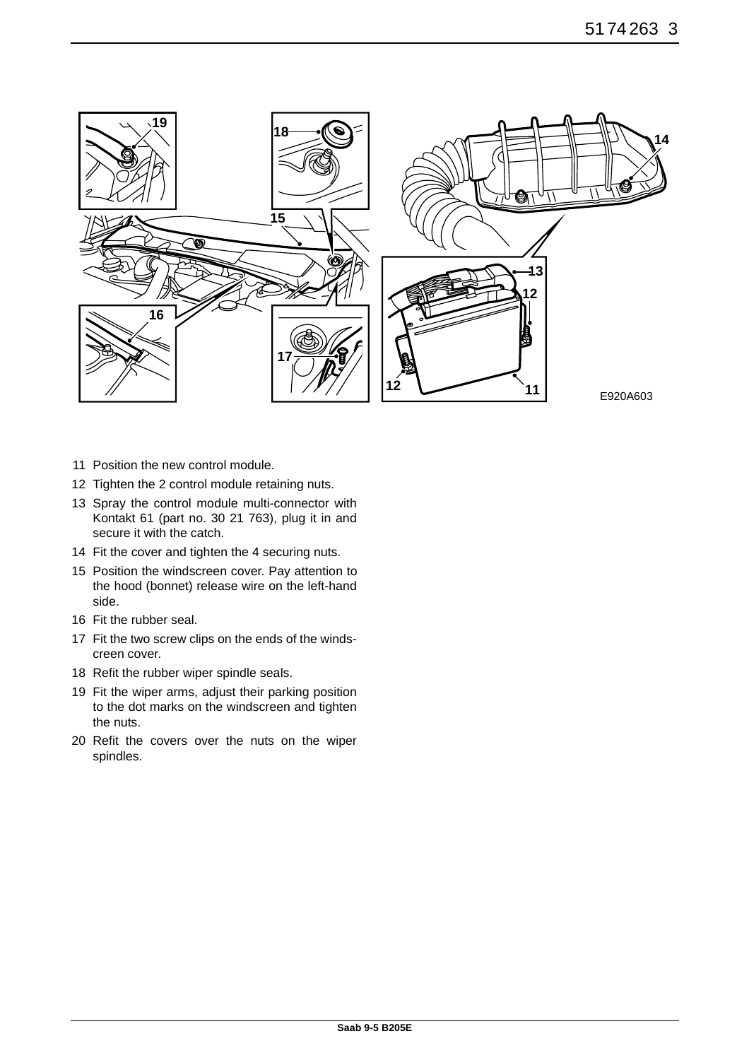E920A603

11 Position the new control module.
12 Tighten the 2 control module retaining nuts.
13 Spray the control module multi-connector with Kontakt 61 (part no. 30 21 763), plug it in and secure it with the catch.
14 Fit the cover and tighten the 4 securing nuts.
15 Position the windscreen cover. Pay attention to the hood (bonnet) release wire on the left-hand side.
16 Fit the rubber seal.
17 Fit the two screw clips on the ends of the windscreen cover.
18 Refit the rubber wiper spindle seals.
19 Fit the wiper arms, adjust their parking position to the dot marks on the windscreen and tighten the nuts.
20 Refit the covers over the nuts on the wiper spindles.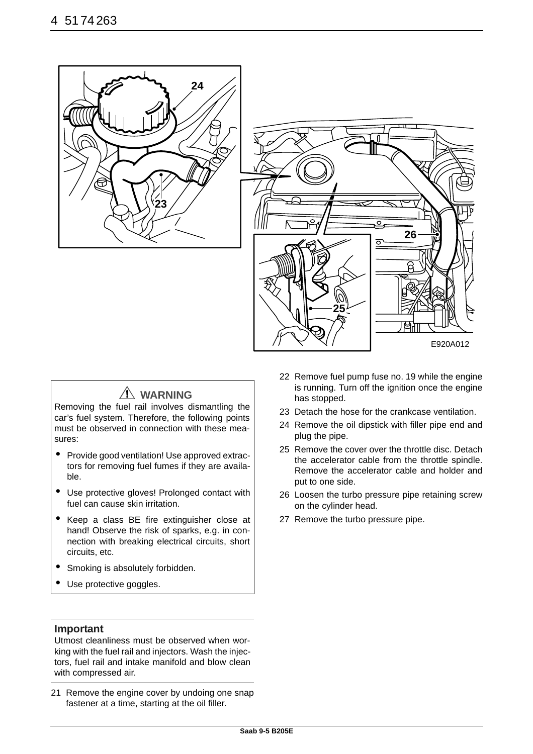E920A012

## ⚠ WARNING

Removing the fuel rail involves dismantling the car's fuel system. Therefore, the following points must be observed in connection with these measures:

- Provide good ventilation! Use approved extractors for removing fuel fumes if they are available.
- Use protective gloves! Prolonged contact with fuel can cause skin irritation.
- Keep a class BE fire extinguisher close at hand! Observe the risk of sparks, e.g. in connection with breaking electrical circuits, short circuits, etc.
- Smoking is absolutely forbidden.
- Use protective goggles.

### Important

Utmost cleanliness must be observed when working with the fuel rail and injectors. Wash the injectors, fuel rail and intake manifold and blow clean with compressed air.

21 Remove the engine cover by undoing one snap fastener at a time, starting at the oil filler.

22 Remove fuel pump fuse no. 19 while the engine is running. Turn off the ignition once the engine has stopped.

23 Detach the hose for the crankcase ventilation.

24 Remove the oil dipstick with filler pipe end and plug the pipe.

25 Remove the cover over the throttle disc. Detach the accelerator cable from the throttle spindle. Remove the accelerator cable and holder and put to one side.

26 Loosen the turbo pressure pipe retaining screw on the cylinder head.

27 Remove the turbo pressure pipe.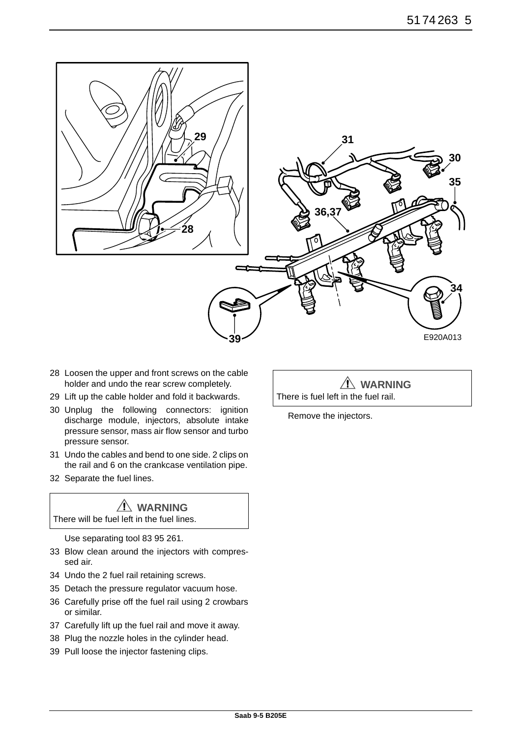28 Loosen the upper and front screws on the cable holder and undo the rear screw completely.
29 Lift up the cable holder and fold it backwards.
30 Unplug the following connectors: ignition discharge module, injectors, absolute intake pressure sensor, mass air flow sensor and turbo pressure sensor.
31 Undo the cables and bend to one side. 2 clips on the rail and 6 on the crankcase ventilation pipe.
32 Separate the fuel lines.

> **WARNING**
> There will be fuel left in the fuel lines.

Use separating tool 83 95 261.

33 Blow clean around the injectors with compressed air.
34 Undo the 2 fuel rail retaining screws.
35 Detach the pressure regulator vacuum hose.
36 Carefully prise off the fuel rail using 2 crowbars or similar.
37 Carefully lift up the fuel rail and move it away.
38 Plug the nozzle holes in the cylinder head.
39 Pull loose the injector fastening clips.

> **WARNING**
> There is fuel left in the fuel rail.

Remove the injectors.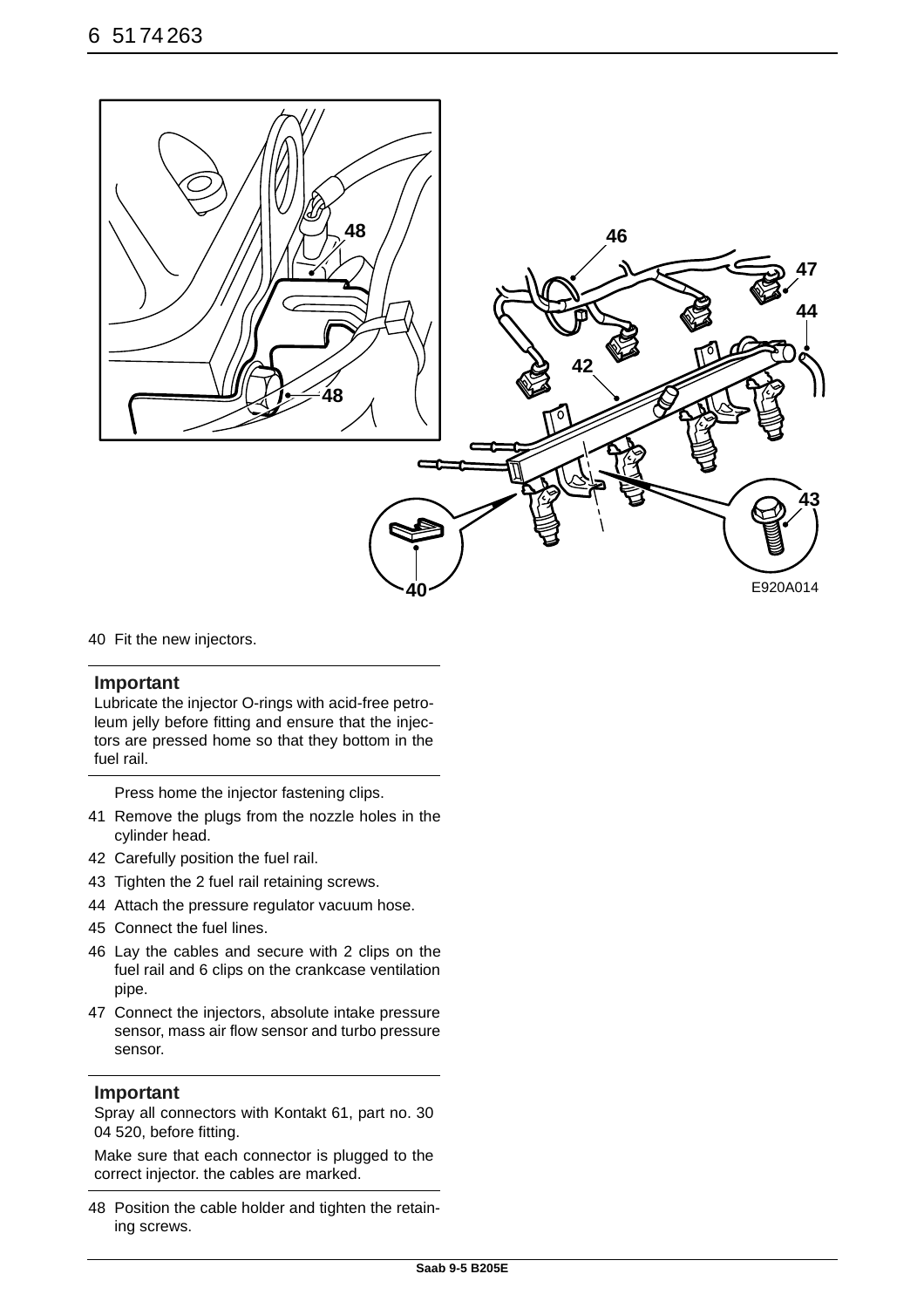E920A014

40 Fit the new injectors.

**Important**

Lubricate the injector O-rings with acid-free petroleum jelly before fitting and ensure that the injectors are pressed home so that they bottom in the fuel rail.

Press home the injector fastening clips.

41 Remove the plugs from the nozzle holes in the cylinder head.

42 Carefully position the fuel rail.

43 Tighten the 2 fuel rail retaining screws.

44 Attach the pressure regulator vacuum hose.

45 Connect the fuel lines.

46 Lay the cables and secure with 2 clips on the fuel rail and 6 clips on the crankcase ventilation pipe.

47 Connect the injectors, absolute intake pressure sensor, mass air flow sensor and turbo pressure sensor.

**Important**

Spray all connectors with Kontakt 61, part no. 30 04 520, before fitting.

Make sure that each connector is plugged to the correct injector. the cables are marked.

48 Position the cable holder and tighten the retaining screws.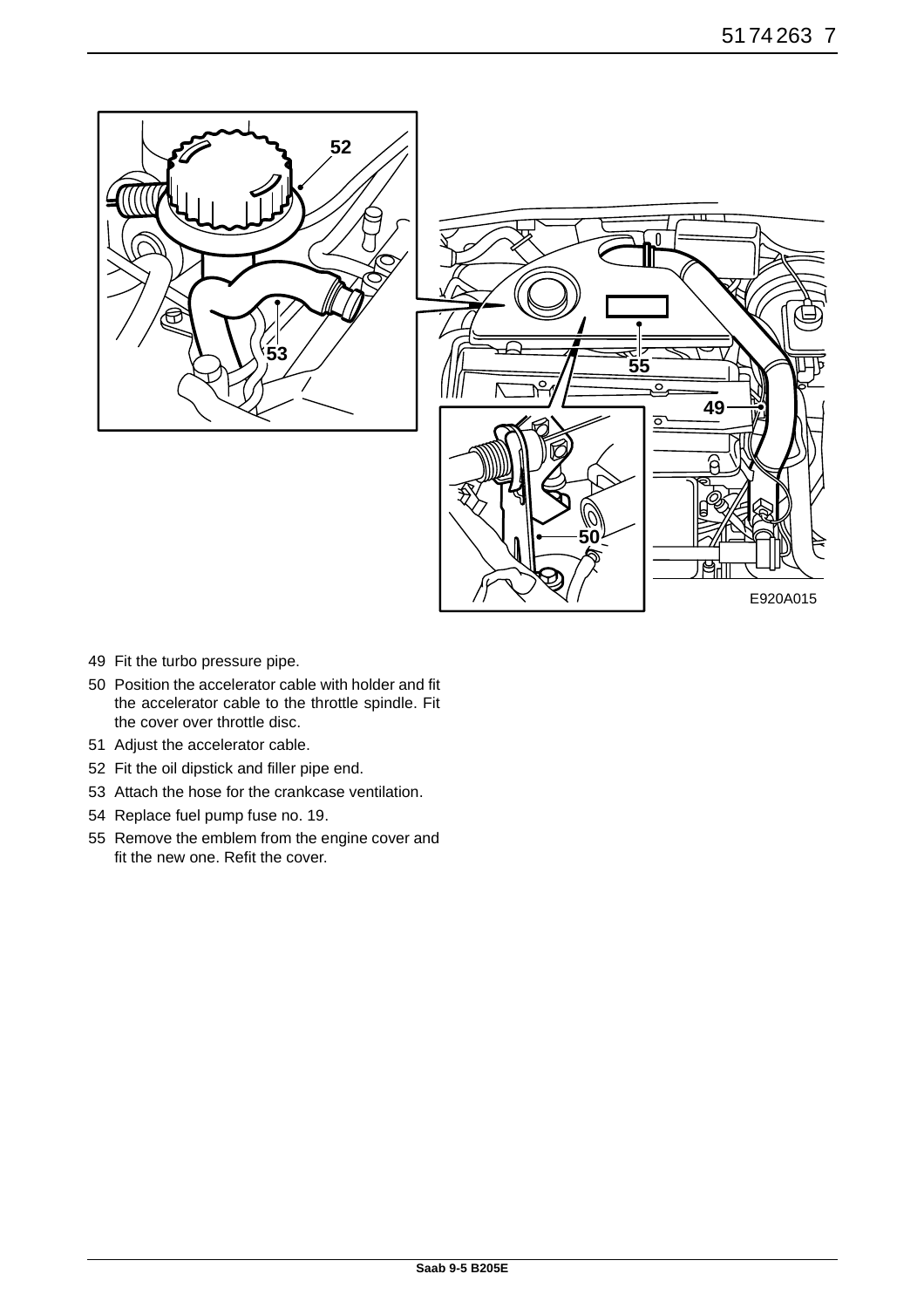E920A015

49 Fit the turbo pressure pipe.

50 Position the accelerator cable with holder and fit the accelerator cable to the throttle spindle. Fit the cover over throttle disc.

51 Adjust the accelerator cable.

52 Fit the oil dipstick and filler pipe end.

53 Attach the hose for the crankcase ventilation.

54 Replace fuel pump fuse no. 19.

55 Remove the emblem from the engine cover and fit the new one. Refit the cover.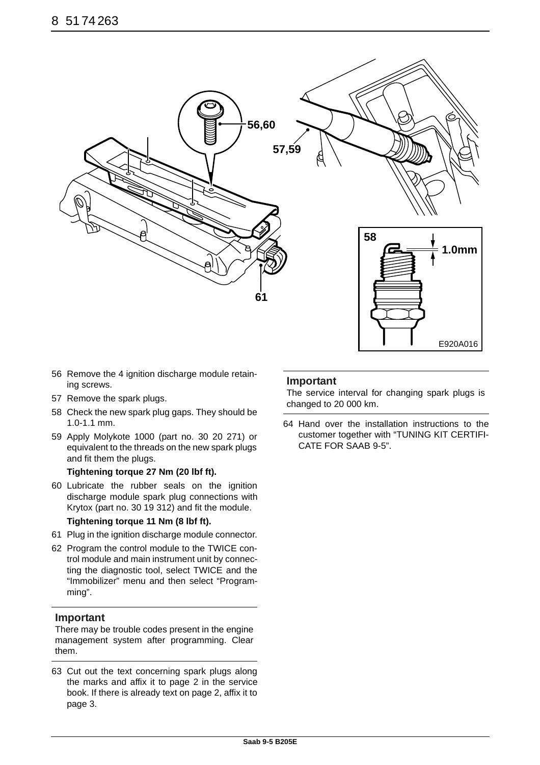56,60

57,59

58

1.0mm

61

E920A016

56 Remove the 4 ignition discharge module retaining screws.

57 Remove the spark plugs.

58 Check the new spark plug gaps. They should be 1.0-1.1 mm.

59 Apply Molykote 1000 (part no. 30 20 271) or equivalent to the threads on the new spark plugs and fit them the plugs.

**Tightening torque 27 Nm (20 lbf ft).**

60 Lubricate the rubber seals on the ignition discharge module spark plug connections with Krytox (part no. 30 19 312) and fit the module.

**Tightening torque 11 Nm (8 lbf ft).**

61 Plug in the ignition discharge module connector.

62 Program the control module to the TWICE control module and main instrument unit by connecting the diagnostic tool, select TWICE and the "Immobilizer" menu and then select "Programming".

### Important

There may be trouble codes present in the engine management system after programming. Clear them.

63 Cut out the text concerning spark plugs along the marks and affix it to page 2 in the service book. If there is already text on page 2, affix it to page 3.

### Important

The service interval for changing spark plugs is changed to 20 000 km.

64 Hand over the installation instructions to the customer together with "TUNING KIT CERTIFICATE FOR SAAB 9-5".